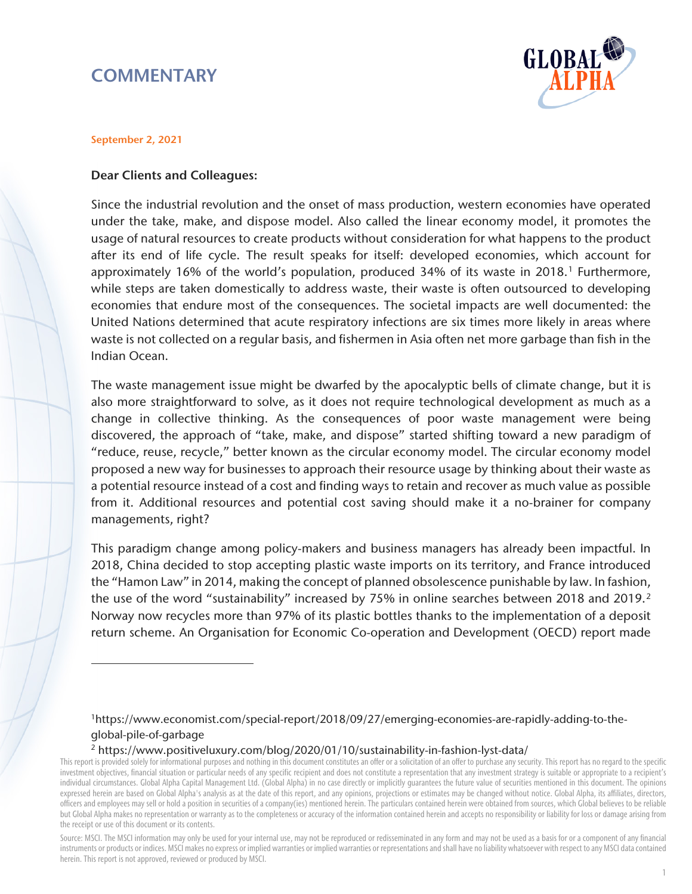# COMMENTARY

September 2, 2021

**Dear Clients and Colleagues:**

Since the industrial revolution and the onset of mass production, western economies have operated under the take, make, and dispose model. Also called the linear economy model, it promotes the usage of natural resources to create products without consideration for what happens to the product after its end of life cycle. The result speaks for itself: developed economies, which account for approximately 16% of the world's population, produced 34% of its waste in 2018.[1] Furthermore, while steps are taken domestically to address waste, their waste is often outsourced to developing economies that endure most of the consequences. The societal impacts are well documented: the United Nations determined that acute respiratory infections are six times more likely in areas where waste is not collected on a regular basis, and fishermen in Asia often net more garbage than fish in the Indian Ocean.

The waste management issue might be dwarfed by the apocalyptic bells of climate change, but it is also more straightforward to solve, as it does not require technological development as much as a change in collective thinking. As the consequences of poor waste management were being discovered, the approach of "take, make, and dispose" started shifting toward a new paradigm of "reduce, reuse, recycle," better known as the circular economy model. The circular economy model proposed a new way for businesses to approach their resource usage by thinking about their waste as a potential resource instead of a cost and finding ways to retain and recover as much value as possible from it. Additional resources and potential cost saving should make it a no-brainer for company managements, right?

This paradigm change among policy-makers and business managers has already been impactful. In 2018, China decided to stop accepting plastic waste imports on its territory, and France introduced the "Hamon Law" in 2014, making the concept of planned obsolescence punishable by law. In fashion, the use of the word "sustainability" increased by 75% in online searches between 2018 and 2019.[2] Norway now recycles more than 97% of its plastic bottles thanks to the implementation of a deposit return scheme. An Organisation for Economic Co-operation and Development (OECD) report made

---

[1] https://www.economist.com/special-report/2018/09/27/emerging-economies-are-rapidly-adding-to-the-global-pile-of-garbage

[2] https://www.positiveluxury.com/blog/2020/01/10/sustainability-in-fashion-lyst-data/

This report is provided solely for informational purposes and nothing in this document constitutes an offer or a solicitation of an offer to purchase any security. This report has no regard to the specific investment objectives, financial situation or particular needs of any specific recipient and does not constitute a representation that any investment strategy is suitable or appropriate to a recipient's individual circumstances. Global Alpha Capital Management Ltd. (Global Alpha) in no case directly or implicitly guarantees the future value of securities mentioned in this document. The opinions expressed herein are based on Global Alpha's analysis as at the date of this report, and any opinions, projections or estimates may be changed without notice. Global Alpha, its affiliates, directors, officers and employees may sell or hold a position in securities of a company(ies) mentioned herein. The particulars contained herein were obtained from sources, which Global believes to be reliable but Global Alpha makes no representation or warranty as to the completeness or accuracy of the information contained herein and accepts no responsibility or liability for loss or damage arising from the receipt or use of this document or its contents.

Source: MSCI. The MSCI information may only be used for your internal use, may not be reproduced or redisseminated in any form and may not be used as a basis for or a component of any financial instruments or products or indices. MSCI makes no express or implied warranties or implied warranties or representations and shall have no liability whatsoever with respect to any MSCI data contained herein. This report is not approved, reviewed or produced by MSCI.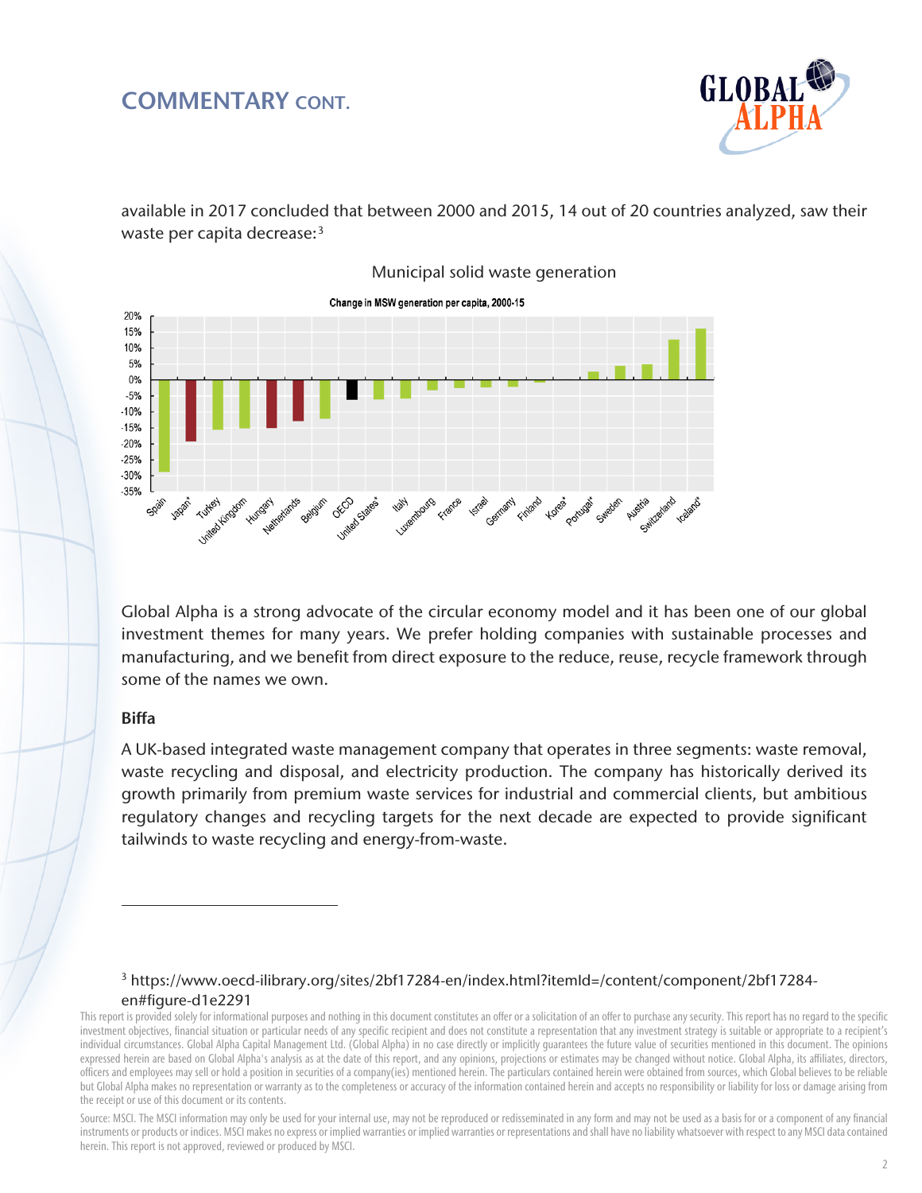## COMMENTARY CONT.

available in 2017 concluded that between 2000 and 2015, 14 out of 20 countries analyzed, saw their waste per capita decrease:[3]

Municipal solid waste generation

Change in MSW generation per capita, 2000-15

Global Alpha is a strong advocate of the circular economy model and it has been one of our global investment themes for many years. We prefer holding companies with sustainable processes and manufacturing, and we benefit from direct exposure to the reduce, reuse, recycle framework through some of the names we own.

**Biffa**

A UK-based integrated waste management company that operates in three segments: waste removal, waste recycling and disposal, and electricity production. The company has historically derived its growth primarily from premium waste services for industrial and commercial clients, but ambitious regulatory changes and recycling targets for the next decade are expected to provide significant tailwinds to waste recycling and energy-from-waste.

---

[3] https://www.oecd-ilibrary.org/sites/2bf17284-en/index.html?itemId=/content/component/2bf17284-en#figure-d1e2291

This report is provided solely for informational purposes and nothing in this document constitutes an offer or a solicitation of an offer to purchase any security. This report has no regard to the specific investment objectives, financial situation or particular needs of any specific recipient and does not constitute a representation that any investment strategy is suitable or appropriate to a recipient's individual circumstances. Global Alpha Capital Management Ltd. (Global Alpha) in no case directly or implicitly guarantees the future value of securities mentioned in this document. The opinions expressed herein are based on Global Alpha's analysis as at the date of this report, and any opinions, projections or estimates may be changed without notice. Global Alpha, its affiliates, directors, officers and employees may sell or hold a position in securities of a company(ies) mentioned herein. The particulars contained herein were obtained from sources, which Global believes to be reliable but Global Alpha makes no representation or warranty as to the completeness or accuracy of the information contained herein and accepts no responsibility or liability for loss or damage arising from the receipt or use of this document or its contents.

Source: MSCI. The MSCI information may only be used for your internal use, may not be reproduced or redisseminated in any form and may not be used as a basis for or a component of any financial instruments or products or indices. MSCI makes no express or implied warranties or implied warranties or representations and shall have no liability whatsoever with respect to any MSCI data contained herein. This report is not approved, reviewed or produced by MSCI.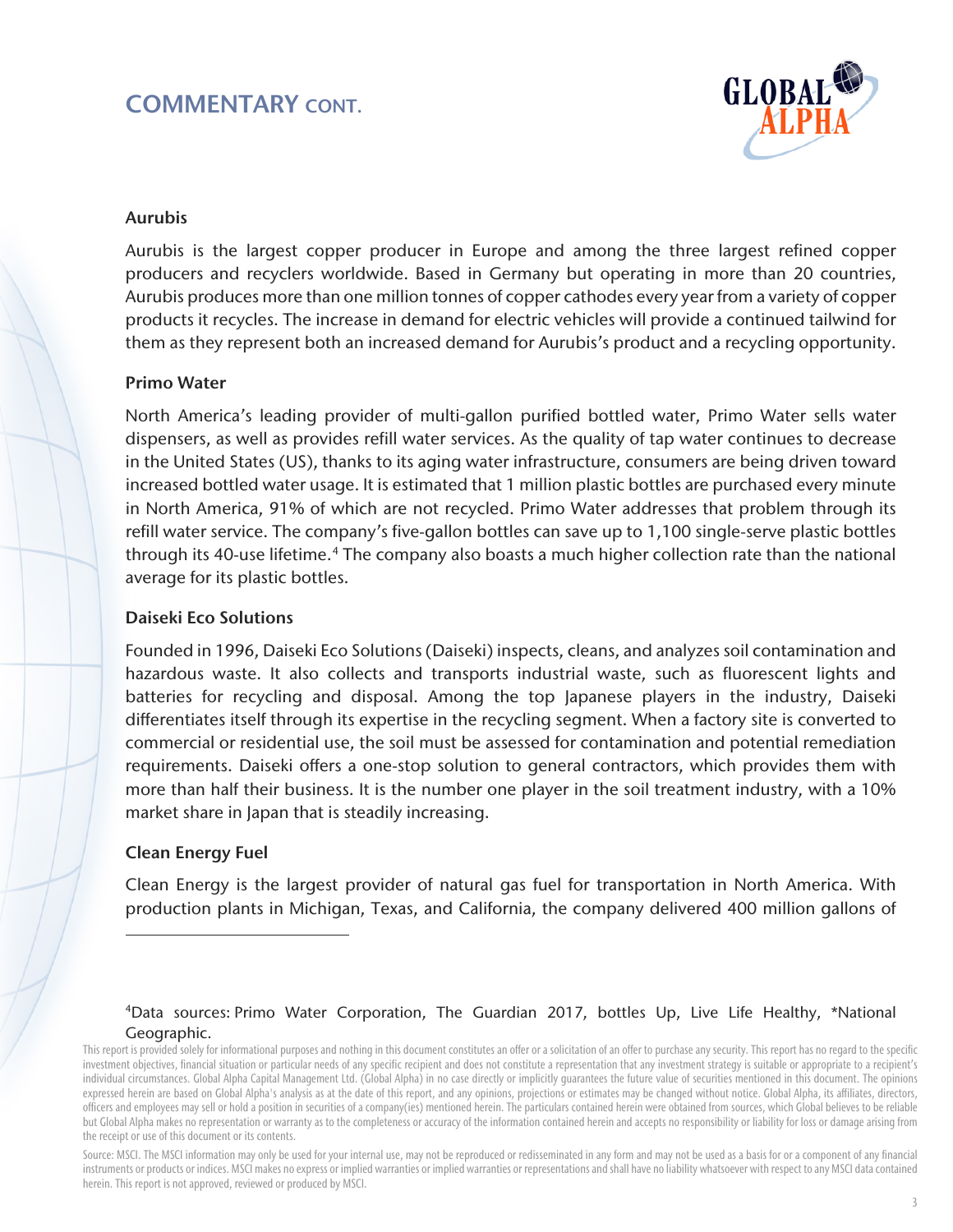## COMMENTARY CONT.

### Aurubis

Aurubis is the largest copper producer in Europe and among the three largest refined copper producers and recyclers worldwide. Based in Germany but operating in more than 20 countries, Aurubis produces more than one million tonnes of copper cathodes every year from a variety of copper products it recycles. The increase in demand for electric vehicles will provide a continued tailwind for them as they represent both an increased demand for Aurubis's product and a recycling opportunity.

### Primo Water

North America's leading provider of multi-gallon purified bottled water, Primo Water sells water dispensers, as well as provides refill water services. As the quality of tap water continues to decrease in the United States (US), thanks to its aging water infrastructure, consumers are being driven toward increased bottled water usage. It is estimated that 1 million plastic bottles are purchased every minute in North America, 91% of which are not recycled. Primo Water addresses that problem through its refill water service. The company's five-gallon bottles can save up to 1,100 single-serve plastic bottles through its 40-use lifetime.[4] The company also boasts a much higher collection rate than the national average for its plastic bottles.

### Daiseki Eco Solutions

Founded in 1996, Daiseki Eco Solutions (Daiseki) inspects, cleans, and analyzes soil contamination and hazardous waste. It also collects and transports industrial waste, such as fluorescent lights and batteries for recycling and disposal. Among the top Japanese players in the industry, Daiseki differentiates itself through its expertise in the recycling segment. When a factory site is converted to commercial or residential use, the soil must be assessed for contamination and potential remediation requirements. Daiseki offers a one-stop solution to general contractors, which provides them with more than half their business. It is the number one player in the soil treatment industry, with a 10% market share in Japan that is steadily increasing.

### Clean Energy Fuel

Clean Energy is the largest provider of natural gas fuel for transportation in North America. With production plants in Michigan, Texas, and California, the company delivered 400 million gallons of

---

[4]Data sources: Primo Water Corporation, The Guardian 2017, bottles Up, Live Life Healthy, *National Geographic.

This report is provided solely for informational purposes and nothing in this document constitutes an offer or a solicitation of an offer to purchase any security. This report has no regard to the specific investment objectives, financial situation or particular needs of any specific recipient and does not constitute a representation that any investment strategy is suitable or appropriate to a recipient's individual circumstances. Global Alpha Capital Management Ltd. (Global Alpha) in no case directly or implicitly guarantees the future value of securities mentioned in this document. The opinions expressed herein are based on Global Alpha's analysis as at the date of this report, and any opinions, projections or estimates may be changed without notice. Global Alpha, its affiliates, directors, officers and employees may sell or hold a position in securities of a company(ies) mentioned herein. The particulars contained herein were obtained from sources, which Global believes to be reliable but Global Alpha makes no representation or warranty as to the completeness or accuracy of the information contained herein and accepts no responsibility or liability for loss or damage arising from the receipt or use of this document or its contents.

Source: MSCI. The MSCI information may only be used for your internal use, may not be reproduced or redisseminated in any form and may not be used as a basis for or a component of any financial instruments or products or indices. MSCI makes no express or implied warranties or implied warranties or representations and shall have no liability whatsoever with respect to any MSCI data contained herein. This report is not approved, reviewed or produced by MSCI.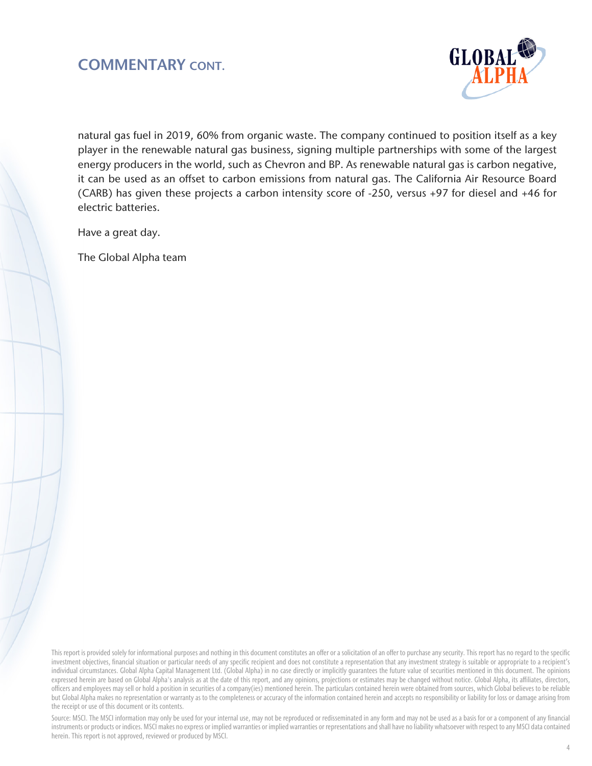## COMMENTARY CONT.

natural gas fuel in 2019, 60% from organic waste. The company continued to position itself as a key player in the renewable natural gas business, signing multiple partnerships with some of the largest energy producers in the world, such as Chevron and BP. As renewable natural gas is carbon negative, it can be used as an offset to carbon emissions from natural gas. The California Air Resource Board (CARB) has given these projects a carbon intensity score of -250, versus +97 for diesel and +46 for electric batteries.

Have a great day.

The Global Alpha team

This report is provided solely for informational purposes and nothing in this document constitutes an offer or a solicitation of an offer to purchase any security. This report has no regard to the specific investment objectives, financial situation or particular needs of any specific recipient and does not constitute a representation that any investment strategy is suitable or appropriate to a recipient's individual circumstances. Global Alpha Capital Management Ltd. (Global Alpha) in no case directly or implicitly guarantees the future value of securities mentioned in this document. The opinions expressed herein are based on Global Alpha's analysis as at the date of this report, and any opinions, projections or estimates may be changed without notice. Global Alpha, its affiliates, directors, officers and employees may sell or hold a position in securities of a company(ies) mentioned herein. The particulars contained herein were obtained from sources, which Global believes to be reliable but Global Alpha makes no representation or warranty as to the completeness or accuracy of the information contained herein and accepts no responsibility or liability for loss or damage arising from the receipt or use of this document or its contents.

Source: MSCI. The MSCI information may only be used for your internal use, may not be reproduced or redisseminated in any form and may not be used as a basis for or a component of any financial instruments or products or indices. MSCI makes no express or implied warranties or implied warranties or representations and shall have no liability whatsoever with respect to any MSCI data contained herein. This report is not approved, reviewed or produced by MSCI.